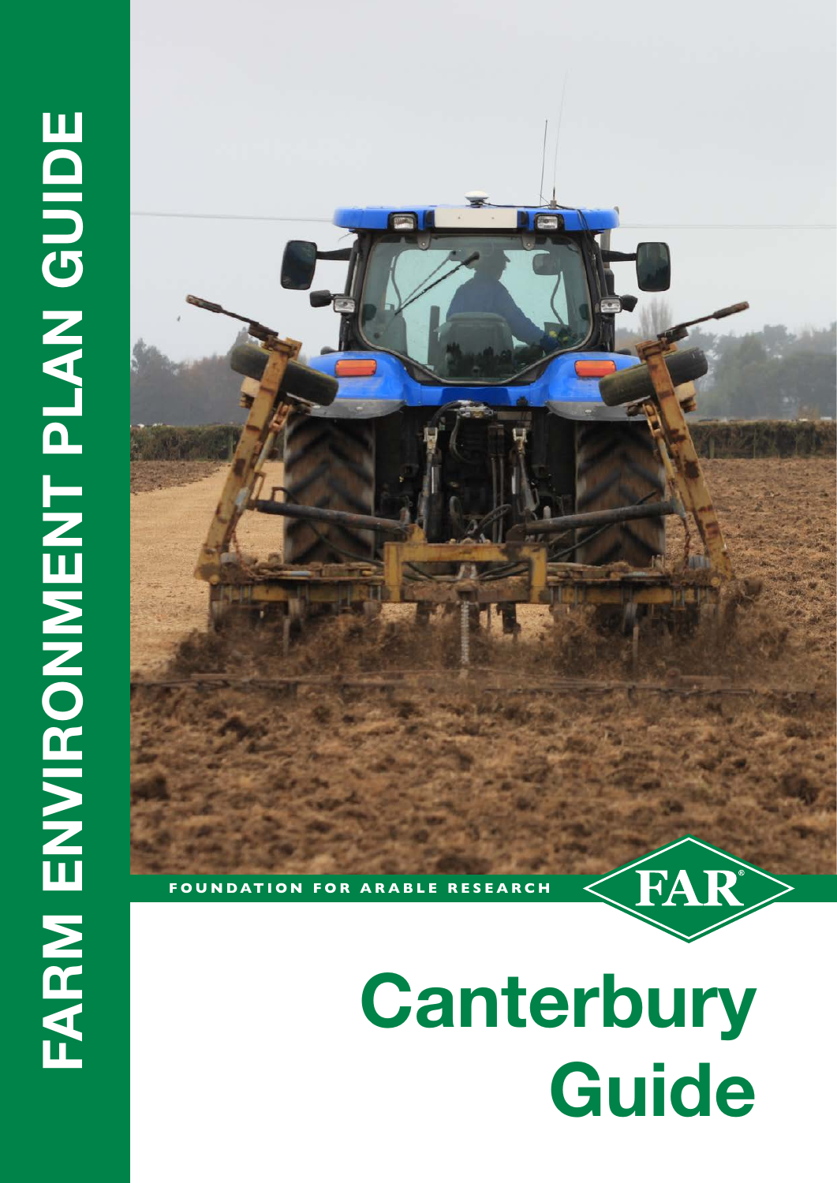# FARM ENVIRONMENT PLAN GUIDE

FOUNDATION FOR ARABLE RESEARCH

FAR®

# Canterbury Guide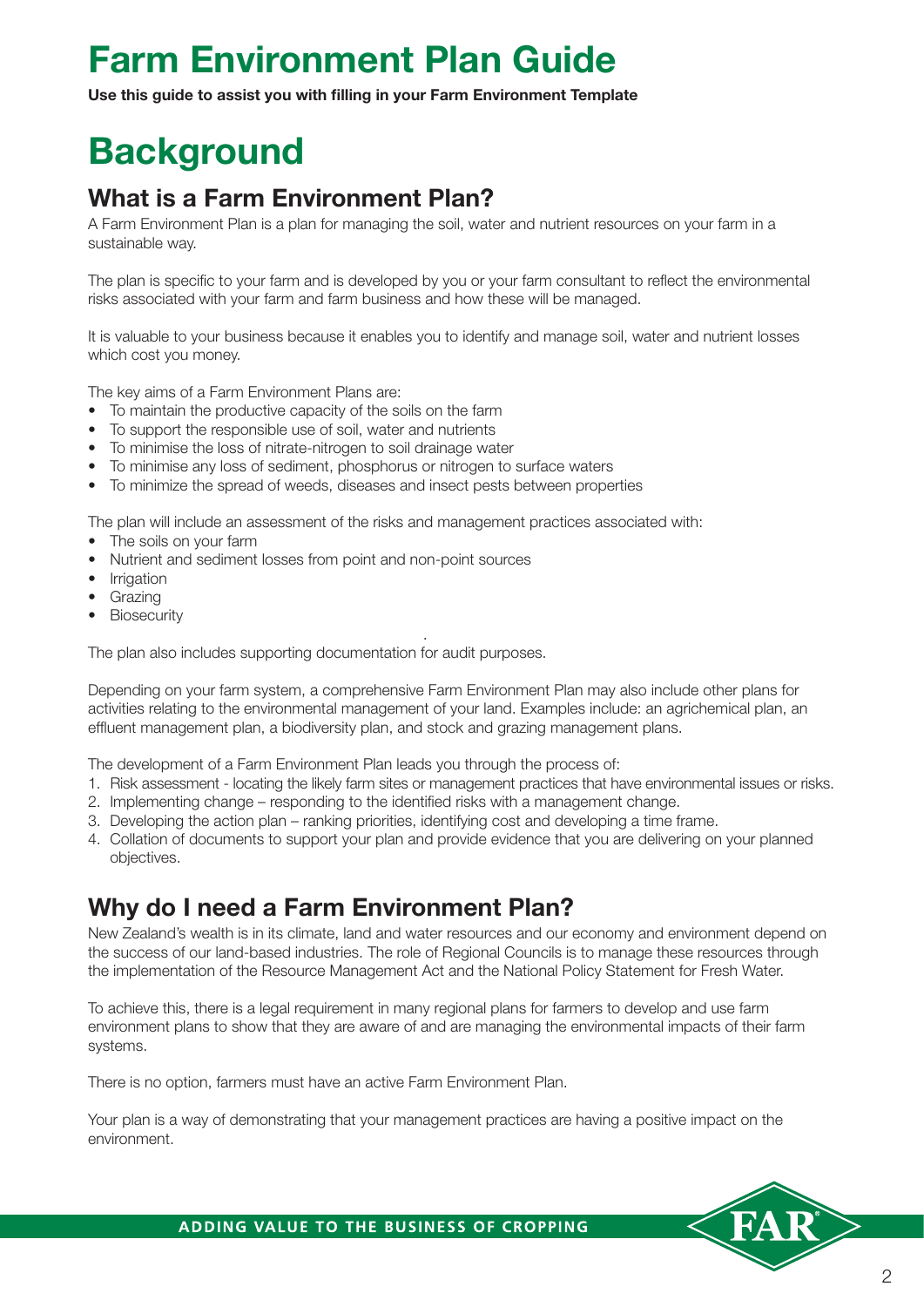# Farm Environment Plan Guide

**Use this guide to assist you with filling in your Farm Environment Template**

# Background

## What is a Farm Environment Plan?

A Farm Environment Plan is a plan for managing the soil, water and nutrient resources on your farm in a sustainable way.

The plan is specific to your farm and is developed by you or your farm consultant to reflect the environmental risks associated with your farm and farm business and how these will be managed.

It is valuable to your business because it enables you to identify and manage soil, water and nutrient losses which cost you money.

The key aims of a Farm Environment Plans are:

- To maintain the productive capacity of the soils on the farm
- To support the responsible use of soil, water and nutrients
- To minimise the loss of nitrate-nitrogen to soil drainage water
- To minimise any loss of sediment, phosphorus or nitrogen to surface waters
- To minimize the spread of weeds, diseases and insect pests between properties

The plan will include an assessment of the risks and management practices associated with:

- The soils on your farm
- Nutrient and sediment losses from point and non-point sources
- Irrigation
- Grazing
- Biosecurity

The plan also includes supporting documentation for audit purposes.

Depending on your farm system, a comprehensive Farm Environment Plan may also include other plans for activities relating to the environmental management of your land. Examples include: an agrichemical plan, an effluent management plan, a biodiversity plan, and stock and grazing management plans.

The development of a Farm Environment Plan leads you through the process of:

1. Risk assessment - locating the likely farm sites or management practices that have environmental issues or risks.
2. Implementing change – responding to the identified risks with a management change.
3. Developing the action plan – ranking priorities, identifying cost and developing a time frame.
4. Collation of documents to support your plan and provide evidence that you are delivering on your planned objectives.

## Why do I need a Farm Environment Plan?

New Zealand's wealth is in its climate, land and water resources and our economy and environment depend on the success of our land-based industries. The role of Regional Councils is to manage these resources through the implementation of the Resource Management Act and the National Policy Statement for Fresh Water.

To achieve this, there is a legal requirement in many regional plans for farmers to develop and use farm environment plans to show that they are aware of and are managing the environmental impacts of their farm systems.

There is no option, farmers must have an active Farm Environment Plan.

Your plan is a way of demonstrating that your management practices are having a positive impact on the environment.

ADDING VALUE TO THE BUSINESS OF CROPPING

FAR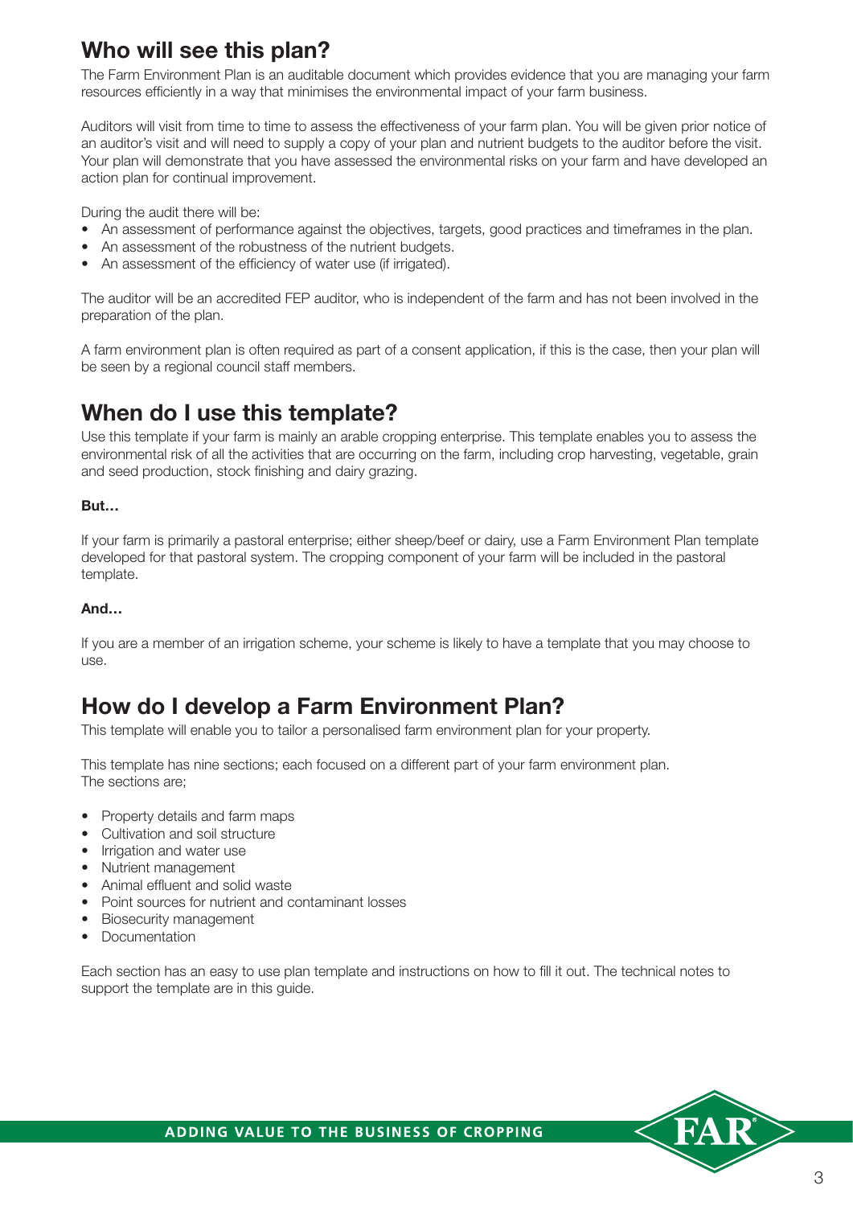## Who will see this plan?

The Farm Environment Plan is an auditable document which provides evidence that you are managing your farm resources efficiently in a way that minimises the environmental impact of your farm business.

Auditors will visit from time to time to assess the effectiveness of your farm plan. You will be given prior notice of an auditor's visit and will need to supply a copy of your plan and nutrient budgets to the auditor before the visit. Your plan will demonstrate that you have assessed the environmental risks on your farm and have developed an action plan for continual improvement.

During the audit there will be:

- An assessment of performance against the objectives, targets, good practices and timeframes in the plan.
- An assessment of the robustness of the nutrient budgets.
- An assessment of the efficiency of water use (if irrigated).

The auditor will be an accredited FEP auditor, who is independent of the farm and has not been involved in the preparation of the plan.

A farm environment plan is often required as part of a consent application, if this is the case, then your plan will be seen by a regional council staff members.

## When do I use this template?

Use this template if your farm is mainly an arable cropping enterprise. This template enables you to assess the environmental risk of all the activities that are occurring on the farm, including crop harvesting, vegetable, grain and seed production, stock finishing and dairy grazing.

**But…**

If your farm is primarily a pastoral enterprise; either sheep/beef or dairy, use a Farm Environment Plan template developed for that pastoral system. The cropping component of your farm will be included in the pastoral template.

**And…**

If you are a member of an irrigation scheme, your scheme is likely to have a template that you may choose to use.

## How do I develop a Farm Environment Plan?

This template will enable you to tailor a personalised farm environment plan for your property.

This template has nine sections; each focused on a different part of your farm environment plan. The sections are;

- Property details and farm maps
- Cultivation and soil structure
- Irrigation and water use
- Nutrient management
- Animal effluent and solid waste
- Point sources for nutrient and contaminant losses
- Biosecurity management
- Documentation

Each section has an easy to use plan template and instructions on how to fill it out. The technical notes to support the template are in this guide.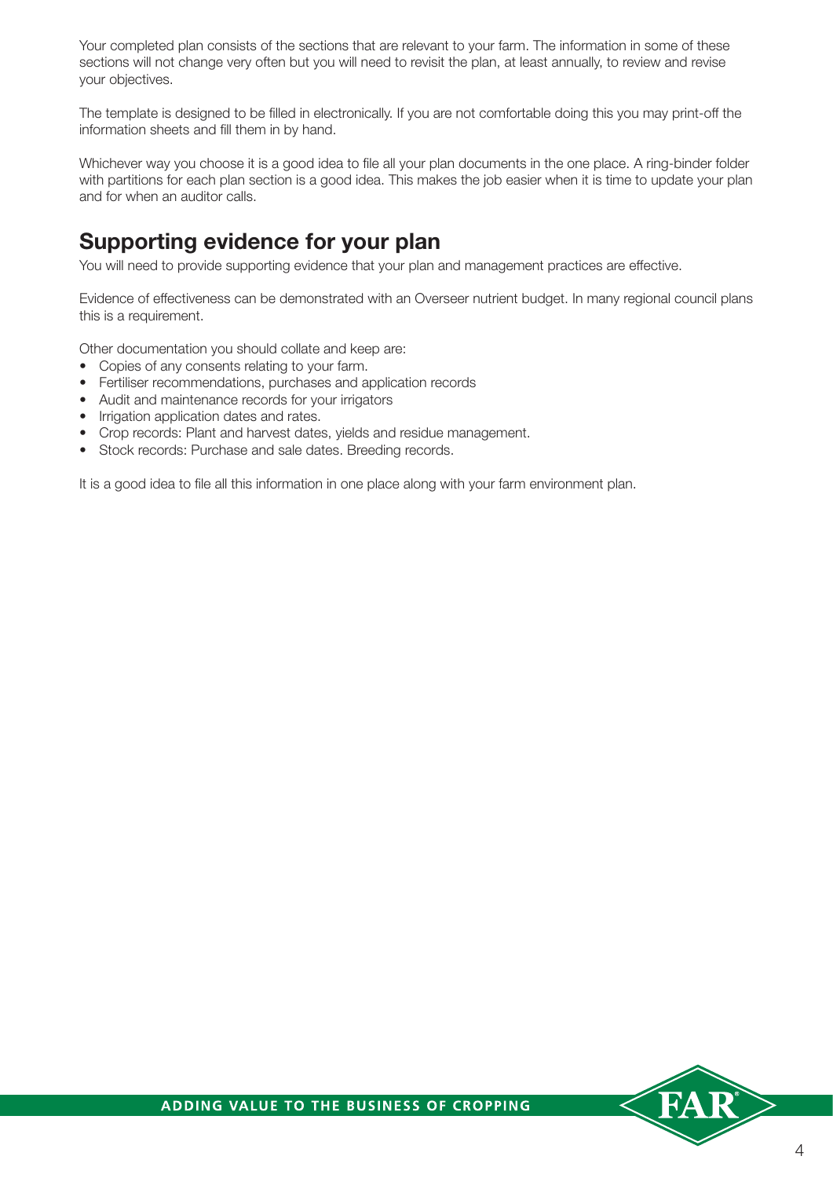Your completed plan consists of the sections that are relevant to your farm. The information in some of these sections will not change very often but you will need to revisit the plan, at least annually, to review and revise your objectives.

The template is designed to be filled in electronically. If you are not comfortable doing this you may print-off the information sheets and fill them in by hand.

Whichever way you choose it is a good idea to file all your plan documents in the one place. A ring-binder folder with partitions for each plan section is a good idea. This makes the job easier when it is time to update your plan and for when an auditor calls.

## Supporting evidence for your plan

You will need to provide supporting evidence that your plan and management practices are effective.

Evidence of effectiveness can be demonstrated with an Overseer nutrient budget. In many regional council plans this is a requirement.

Other documentation you should collate and keep are:

- Copies of any consents relating to your farm.
- Fertiliser recommendations, purchases and application records
- Audit and maintenance records for your irrigators
- Irrigation application dates and rates.
- Crop records: Plant and harvest dates, yields and residue management.
- Stock records: Purchase and sale dates. Breeding records.

It is a good idea to file all this information in one place along with your farm environment plan.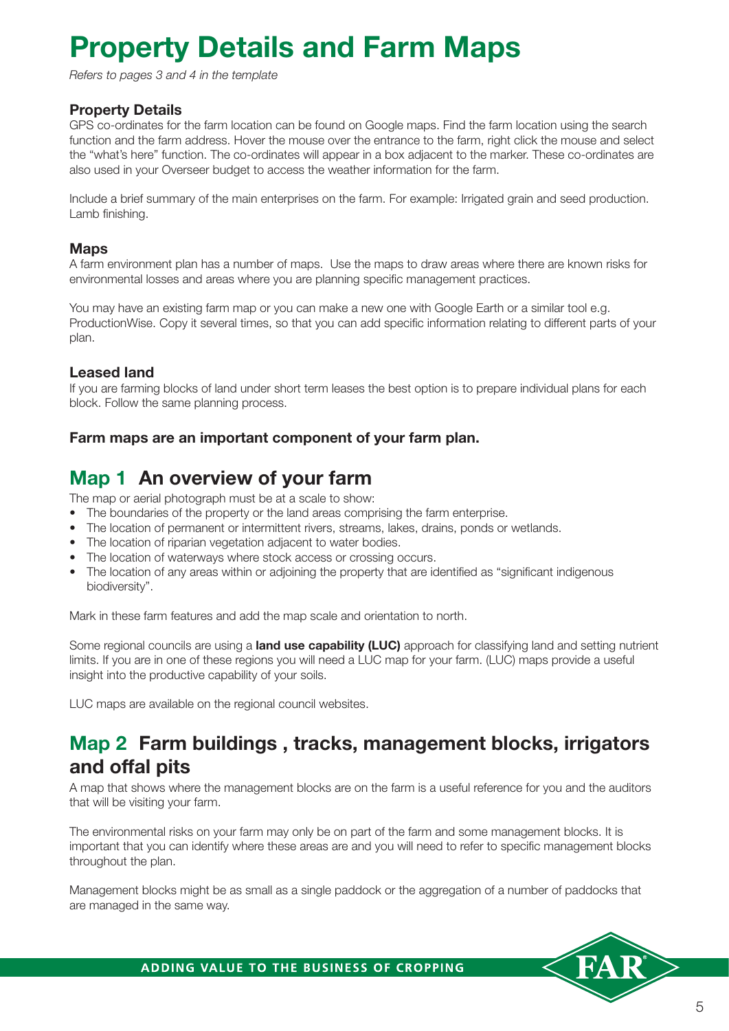# Property Details and Farm Maps

*Refers to pages 3 and 4 in the template*

### Property Details

GPS co-ordinates for the farm location can be found on Google maps. Find the farm location using the search function and the farm address. Hover the mouse over the entrance to the farm, right click the mouse and select the "what's here" function. The co-ordinates will appear in a box adjacent to the marker. These co-ordinates are also used in your Overseer budget to access the weather information for the farm.

Include a brief summary of the main enterprises on the farm. For example: Irrigated grain and seed production. Lamb finishing.

### Maps

A farm environment plan has a number of maps. Use the maps to draw areas where there are known risks for environmental losses and areas where you are planning specific management practices.

You may have an existing farm map or you can make a new one with Google Earth or a similar tool e.g. ProductionWise. Copy it several times, so that you can add specific information relating to different parts of your plan.

### Leased land

If you are farming blocks of land under short term leases the best option is to prepare individual plans for each block. Follow the same planning process.

**Farm maps are an important component of your farm plan.**

## Map 1 An overview of your farm

The map or aerial photograph must be at a scale to show:

- The boundaries of the property or the land areas comprising the farm enterprise.
- The location of permanent or intermittent rivers, streams, lakes, drains, ponds or wetlands.
- The location of riparian vegetation adjacent to water bodies.
- The location of waterways where stock access or crossing occurs.
- The location of any areas within or adjoining the property that are identified as "significant indigenous biodiversity".

Mark in these farm features and add the map scale and orientation to north.

Some regional councils are using a **land use capability (LUC)** approach for classifying land and setting nutrient limits. If you are in one of these regions you will need a LUC map for your farm. (LUC) maps provide a useful insight into the productive capability of your soils.

LUC maps are available on the regional council websites.

## Map 2 Farm buildings , tracks, management blocks, irrigators and offal pits

A map that shows where the management blocks are on the farm is a useful reference for you and the auditors that will be visiting your farm.

The environmental risks on your farm may only be on part of the farm and some management blocks. It is important that you can identify where these areas are and you will need to refer to specific management blocks throughout the plan.

Management blocks might be as small as a single paddock or the aggregation of a number of paddocks that are managed in the same way.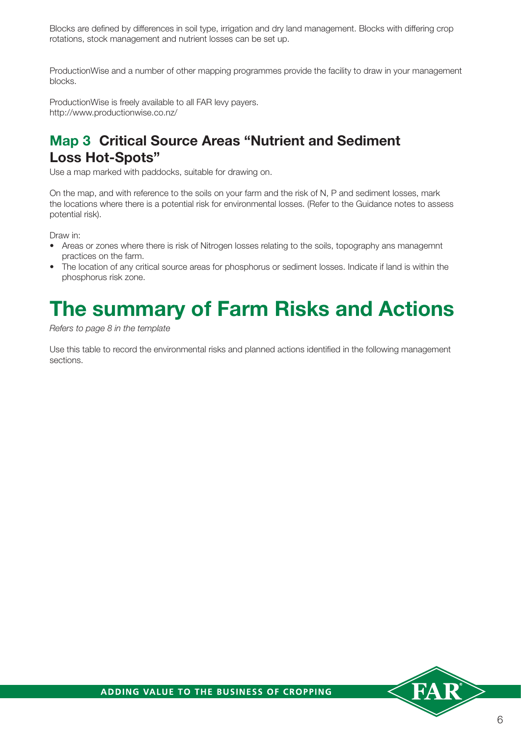Blocks are defined by differences in soil type, irrigation and dry land management. Blocks with differing crop rotations, stock management and nutrient losses can be set up.

ProductionWise and a number of other mapping programmes provide the facility to draw in your management blocks.

ProductionWise is freely available to all FAR levy payers.
http://www.productionwise.co.nz/

## Map 3 Critical Source Areas "Nutrient and Sediment Loss Hot-Spots"

Use a map marked with paddocks, suitable for drawing on.

On the map, and with reference to the soils on your farm and the risk of N, P and sediment losses, mark the locations where there is a potential risk for environmental losses. (Refer to the Guidance notes to assess potential risk).

Draw in:

- Areas or zones where there is risk of Nitrogen losses relating to the soils, topography ans managemnt practices on the farm.
- The location of any critical source areas for phosphorus or sediment losses. Indicate if land is within the phosphorus risk zone.

# The summary of Farm Risks and Actions

*Refers to page 8 in the template*

Use this table to record the environmental risks and planned actions identified in the following management sections.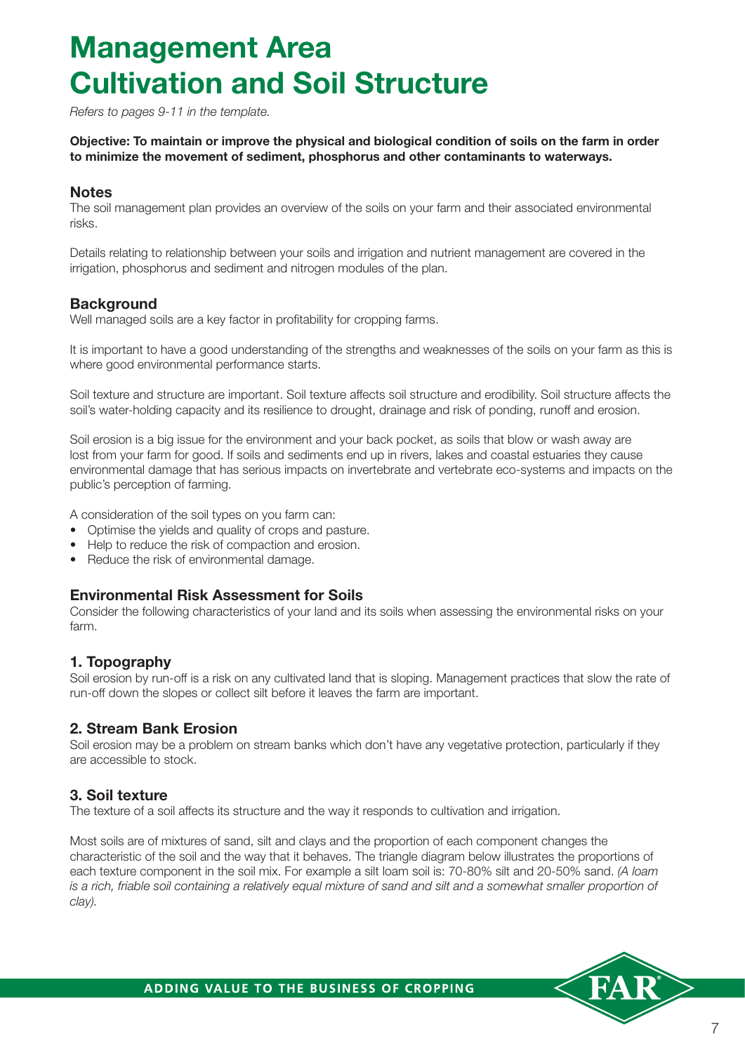# Management Area
# Cultivation and Soil Structure

*Refers to pages 9-11 in the template.*

**Objective: To maintain or improve the physical and biological condition of soils on the farm in order to minimize the movement of sediment, phosphorus and other contaminants to waterways.**

### Notes

The soil management plan provides an overview of the soils on your farm and their associated environmental risks.

Details relating to relationship between your soils and irrigation and nutrient management are covered in the irrigation, phosphorus and sediment and nitrogen modules of the plan.

### Background

Well managed soils are a key factor in profitability for cropping farms.

It is important to have a good understanding of the strengths and weaknesses of the soils on your farm as this is where good environmental performance starts.

Soil texture and structure are important. Soil texture affects soil structure and erodibility. Soil structure affects the soil's water-holding capacity and its resilience to drought, drainage and risk of ponding, runoff and erosion.

Soil erosion is a big issue for the environment and your back pocket, as soils that blow or wash away are lost from your farm for good. If soils and sediments end up in rivers, lakes and coastal estuaries they cause environmental damage that has serious impacts on invertebrate and vertebrate eco-systems and impacts on the public's perception of farming.

A consideration of the soil types on you farm can:

- Optimise the yields and quality of crops and pasture.
- Help to reduce the risk of compaction and erosion.
- Reduce the risk of environmental damage.

### Environmental Risk Assessment for Soils

Consider the following characteristics of your land and its soils when assessing the environmental risks on your farm.

### 1. Topography

Soil erosion by run-off is a risk on any cultivated land that is sloping. Management practices that slow the rate of run-off down the slopes or collect silt before it leaves the farm are important.

### 2. Stream Bank Erosion

Soil erosion may be a problem on stream banks which don't have any vegetative protection, particularly if they are accessible to stock.

### 3. Soil texture

The texture of a soil affects its structure and the way it responds to cultivation and irrigation.

Most soils are of mixtures of sand, silt and clays and the proportion of each component changes the characteristic of the soil and the way that it behaves. The triangle diagram below illustrates the proportions of each texture component in the soil mix. For example a silt loam soil is: 70-80% silt and 20-50% sand. *(A loam is a rich, friable soil containing a relatively equal mixture of sand and silt and a somewhat smaller proportion of clay).*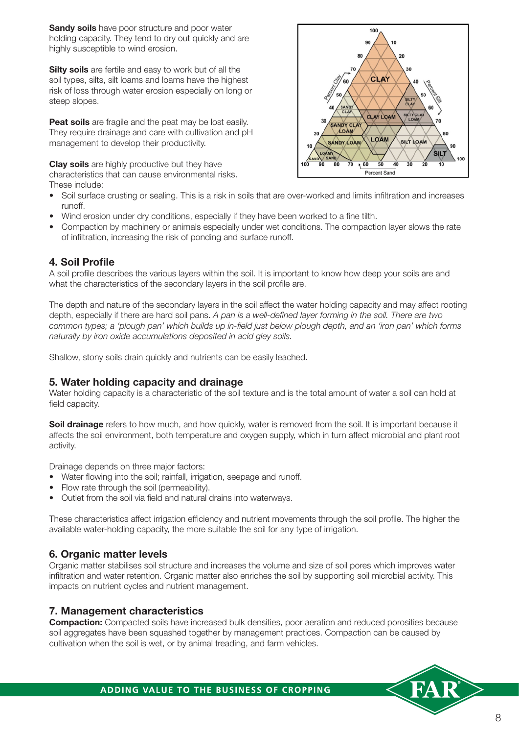**Sandy soils** have poor structure and poor water holding capacity. They tend to dry out quickly and are highly susceptible to wind erosion.

**Silty soils** are fertile and easy to work but of all the soil types, silts, silt loams and loams have the highest risk of loss through water erosion especially on long or steep slopes.

**Peat soils** are fragile and the peat may be lost easily. They require drainage and care with cultivation and pH management to develop their productivity.

**Clay soils** are highly productive but they have characteristics that can cause environmental risks. These include:

- Soil surface crusting or sealing. This is a risk in soils that are over-worked and limits infiltration and increases runoff.
- Wind erosion under dry conditions, especially if they have been worked to a fine tilth.
- Compaction by machinery or animals especially under wet conditions. The compaction layer slows the rate of infiltration, increasing the risk of ponding and surface runoff.

## 4. Soil Profile

A soil profile describes the various layers within the soil. It is important to know how deep your soils are and what the characteristics of the secondary layers in the soil profile are.

The depth and nature of the secondary layers in the soil affect the water holding capacity and may affect rooting depth, especially if there are hard soil pans. *A pan is a well-defined layer forming in the soil. There are two common types; a 'plough pan' which builds up in-field just below plough depth, and an 'iron pan' which forms naturally by iron oxide accumulations deposited in acid gley soils.*

Shallow, stony soils drain quickly and nutrients can be easily leached.

## 5. Water holding capacity and drainage

Water holding capacity is a characteristic of the soil texture and is the total amount of water a soil can hold at field capacity.

**Soil drainage** refers to how much, and how quickly, water is removed from the soil. It is important because it affects the soil environment, both temperature and oxygen supply, which in turn affect microbial and plant root activity.

Drainage depends on three major factors:

- Water flowing into the soil; rainfall, irrigation, seepage and runoff.
- Flow rate through the soil (permeability).
- Outlet from the soil via field and natural drains into waterways.

These characteristics affect irrigation efficiency and nutrient movements through the soil profile. The higher the available water-holding capacity, the more suitable the soil for any type of irrigation.

## 6. Organic matter levels

Organic matter stabilises soil structure and increases the volume and size of soil pores which improves water infiltration and water retention. Organic matter also enriches the soil by supporting soil microbial activity. This impacts on nutrient cycles and nutrient management.

## 7. Management characteristics

**Compaction:** Compacted soils have increased bulk densities, poor aeration and reduced porosities because soil aggregates have been squashed together by management practices. Compaction can be caused by cultivation when the soil is wet, or by animal treading, and farm vehicles.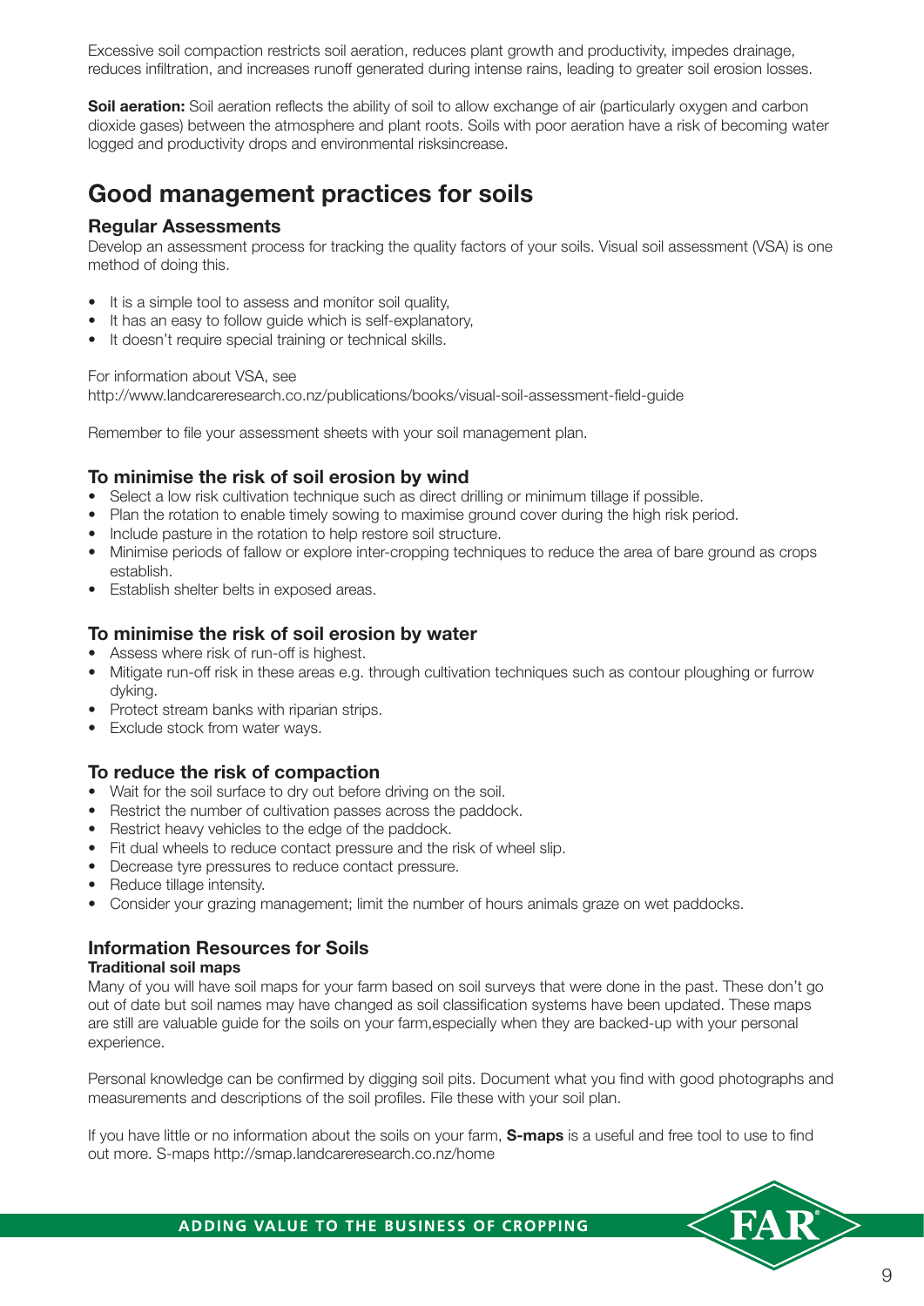Excessive soil compaction restricts soil aeration, reduces plant growth and productivity, impedes drainage, reduces infiltration, and increases runoff generated during intense rains, leading to greater soil erosion losses.

**Soil aeration:** Soil aeration reflects the ability of soil to allow exchange of air (particularly oxygen and carbon dioxide gases) between the atmosphere and plant roots. Soils with poor aeration have a risk of becoming water logged and productivity drops and environmental risksincrease.

# Good management practices for soils

## Regular Assessments

Develop an assessment process for tracking the quality factors of your soils. Visual soil assessment (VSA) is one method of doing this.

- It is a simple tool to assess and monitor soil quality,
- It has an easy to follow guide which is self-explanatory,
- It doesn't require special training or technical skills.

For information about VSA, see
http://www.landcareresearch.co.nz/publications/books/visual-soil-assessment-field-guide

Remember to file your assessment sheets with your soil management plan.

## To minimise the risk of soil erosion by wind

- Select a low risk cultivation technique such as direct drilling or minimum tillage if possible.
- Plan the rotation to enable timely sowing to maximise ground cover during the high risk period.
- Include pasture in the rotation to help restore soil structure.
- Minimise periods of fallow or explore inter-cropping techniques to reduce the area of bare ground as crops establish.
- Establish shelter belts in exposed areas.

## To minimise the risk of soil erosion by water

- Assess where risk of run-off is highest.
- Mitigate run-off risk in these areas e.g. through cultivation techniques such as contour ploughing or furrow dyking.
- Protect stream banks with riparian strips.
- Exclude stock from water ways.

## To reduce the risk of compaction

- Wait for the soil surface to dry out before driving on the soil.
- Restrict the number of cultivation passes across the paddock.
- Restrict heavy vehicles to the edge of the paddock.
- Fit dual wheels to reduce contact pressure and the risk of wheel slip.
- Decrease tyre pressures to reduce contact pressure.
- Reduce tillage intensity.
- Consider your grazing management; limit the number of hours animals graze on wet paddocks.

## Information Resources for Soils

### Traditional soil maps

Many of you will have soil maps for your farm based on soil surveys that were done in the past. These don't go out of date but soil names may have changed as soil classification systems have been updated. These maps are still are valuable guide for the soils on your farm,especially when they are backed-up with your personal experience.

Personal knowledge can be confirmed by digging soil pits. Document what you find with good photographs and measurements and descriptions of the soil profiles. File these with your soil plan.

If you have little or no information about the soils on your farm, **S-maps** is a useful and free tool to use to find out more. S-maps http://smap.landcareresearch.co.nz/home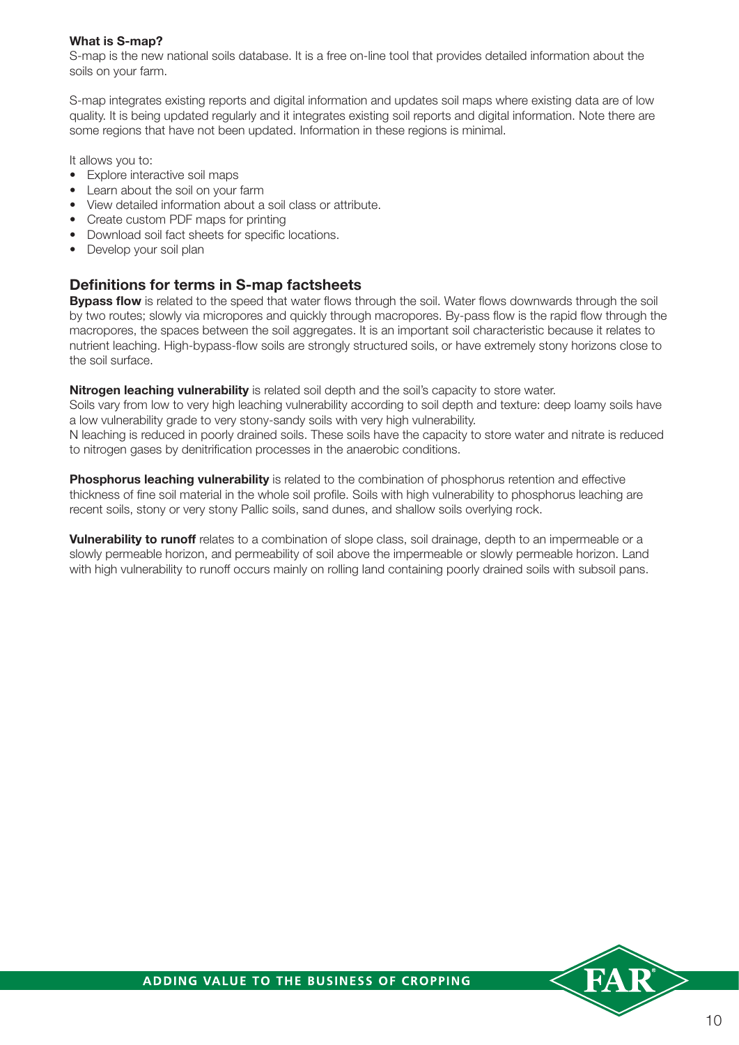**What is S-map?**

S-map is the new national soils database. It is a free on-line tool that provides detailed information about the soils on your farm.

S-map integrates existing reports and digital information and updates soil maps where existing data are of low quality. It is being updated regularly and it integrates existing soil reports and digital information. Note there are some regions that have not been updated. Information in these regions is minimal.

It allows you to:

- Explore interactive soil maps
- Learn about the soil on your farm
- View detailed information about a soil class or attribute.
- Create custom PDF maps for printing
- Download soil fact sheets for specific locations.
- Develop your soil plan

## Definitions for terms in S-map factsheets

**Bypass flow** is related to the speed that water flows through the soil. Water flows downwards through the soil by two routes; slowly via micropores and quickly through macropores. By-pass flow is the rapid flow through the macropores, the spaces between the soil aggregates. It is an important soil characteristic because it relates to nutrient leaching. High-bypass-flow soils are strongly structured soils, or have extremely stony horizons close to the soil surface.

**Nitrogen leaching vulnerability** is related soil depth and the soil's capacity to store water.
Soils vary from low to very high leaching vulnerability according to soil depth and texture: deep loamy soils have a low vulnerability grade to very stony-sandy soils with very high vulnerability.
N leaching is reduced in poorly drained soils. These soils have the capacity to store water and nitrate is reduced to nitrogen gases by denitrification processes in the anaerobic conditions.

**Phosphorus leaching vulnerability** is related to the combination of phosphorus retention and effective thickness of fine soil material in the whole soil profile. Soils with high vulnerability to phosphorus leaching are recent soils, stony or very stony Pallic soils, sand dunes, and shallow soils overlying rock.

**Vulnerability to runoff** relates to a combination of slope class, soil drainage, depth to an impermeable or a slowly permeable horizon, and permeability of soil above the impermeable or slowly permeable horizon. Land with high vulnerability to runoff occurs mainly on rolling land containing poorly drained soils with subsoil pans.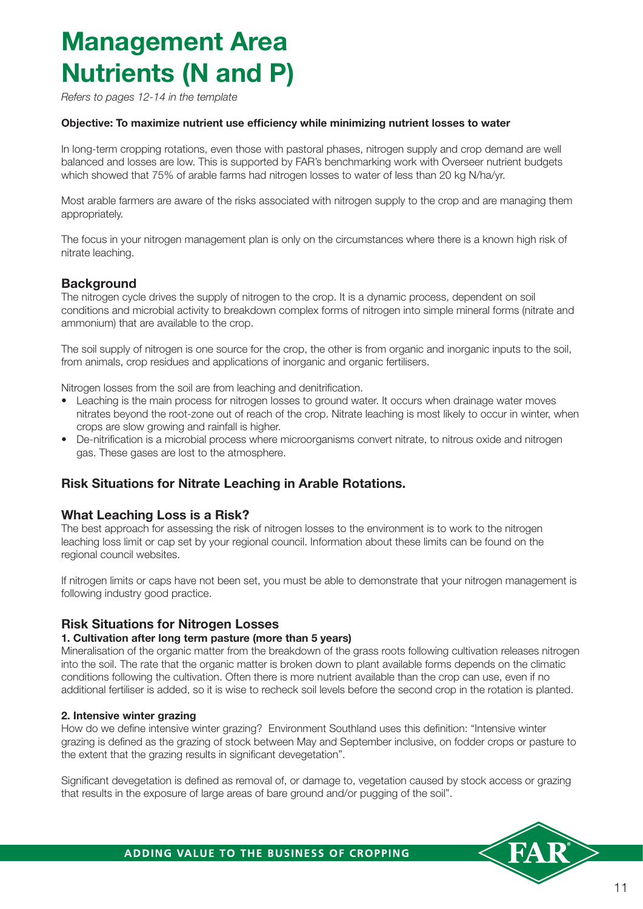# Management Area Nutrients (N and P)

*Refers to pages 12-14 in the template*

**Objective: To maximize nutrient use efficiency while minimizing nutrient losses to water**

In long-term cropping rotations, even those with pastoral phases, nitrogen supply and crop demand are well balanced and losses are low. This is supported by FAR's benchmarking work with Overseer nutrient budgets which showed that 75% of arable farms had nitrogen losses to water of less than 20 kg N/ha/yr.

Most arable farmers are aware of the risks associated with nitrogen supply to the crop and are managing them appropriately.

The focus in your nitrogen management plan is only on the circumstances where there is a known high risk of nitrate leaching.

## Background

The nitrogen cycle drives the supply of nitrogen to the crop. It is a dynamic process, dependent on soil conditions and microbial activity to breakdown complex forms of nitrogen into simple mineral forms (nitrate and ammonium) that are available to the crop.

The soil supply of nitrogen is one source for the crop, the other is from organic and inorganic inputs to the soil, from animals, crop residues and applications of inorganic and organic fertilisers.

Nitrogen losses from the soil are from leaching and denitrification.

- Leaching is the main process for nitrogen losses to ground water. It occurs when drainage water moves nitrates beyond the root-zone out of reach of the crop. Nitrate leaching is most likely to occur in winter, when crops are slow growing and rainfall is higher.
- De-nitrification is a microbial process where microorganisms convert nitrate, to nitrous oxide and nitrogen gas. These gases are lost to the atmosphere.

## Risk Situations for Nitrate Leaching in Arable Rotations.

## What Leaching Loss is a Risk?

The best approach for assessing the risk of nitrogen losses to the environment is to work to the nitrogen leaching loss limit or cap set by your regional council. Information about these limits can be found on the regional council websites.

If nitrogen limits or caps have not been set, you must be able to demonstrate that your nitrogen management is following industry good practice.

## Risk Situations for Nitrogen Losses

### 1. Cultivation after long term pasture (more than 5 years)

Mineralisation of the organic matter from the breakdown of the grass roots following cultivation releases nitrogen into the soil. The rate that the organic matter is broken down to plant available forms depends on the climatic conditions following the cultivation. Often there is more nutrient available than the crop can use, even if no additional fertiliser is added, so it is wise to recheck soil levels before the second crop in the rotation is planted.

### 2. Intensive winter grazing

How do we define intensive winter grazing? Environment Southland uses this definition: "Intensive winter grazing is defined as the grazing of stock between May and September inclusive, on fodder crops or pasture to the extent that the grazing results in significant devegetation".

Significant devegetation is defined as removal of, or damage to, vegetation caused by stock access or grazing that results in the exposure of large areas of bare ground and/or pugging of the soil".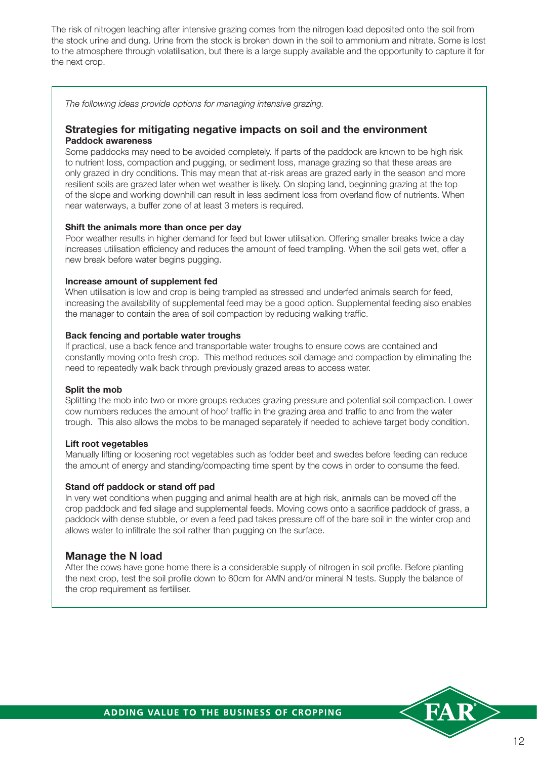The risk of nitrogen leaching after intensive grazing comes from the nitrogen load deposited onto the soil from the stock urine and dung. Urine from the stock is broken down in the soil to ammonium and nitrate. Some is lost to the atmosphere through volatilisation, but there is a large supply available and the opportunity to capture it for the next crop.

*The following ideas provide options for managing intensive grazing.*

## Strategies for mitigating negative impacts on soil and the environment

### Paddock awareness

Some paddocks may need to be avoided completely. If parts of the paddock are known to be high risk to nutrient loss, compaction and pugging, or sediment loss, manage grazing so that these areas are only grazed in dry conditions. This may mean that at-risk areas are grazed early in the season and more resilient soils are grazed later when wet weather is likely. On sloping land, beginning grazing at the top of the slope and working downhill can result in less sediment loss from overland flow of nutrients. When near waterways, a buffer zone of at least 3 meters is required.

### Shift the animals more than once per day

Poor weather results in higher demand for feed but lower utilisation. Offering smaller breaks twice a day increases utilisation efficiency and reduces the amount of feed trampling. When the soil gets wet, offer a new break before water begins pugging.

### Increase amount of supplement fed

When utilisation is low and crop is being trampled as stressed and underfed animals search for feed, increasing the availability of supplemental feed may be a good option. Supplemental feeding also enables the manager to contain the area of soil compaction by reducing walking traffic.

### Back fencing and portable water troughs

If practical, use a back fence and transportable water troughs to ensure cows are contained and constantly moving onto fresh crop. This method reduces soil damage and compaction by eliminating the need to repeatedly walk back through previously grazed areas to access water.

### Split the mob

Splitting the mob into two or more groups reduces grazing pressure and potential soil compaction. Lower cow numbers reduces the amount of hoof traffic in the grazing area and traffic to and from the water trough. This also allows the mobs to be managed separately if needed to achieve target body condition.

### Lift root vegetables

Manually lifting or loosening root vegetables such as fodder beet and swedes before feeding can reduce the amount of energy and standing/compacting time spent by the cows in order to consume the feed.

### Stand off paddock or stand off pad

In very wet conditions when pugging and animal health are at high risk, animals can be moved off the crop paddock and fed silage and supplemental feeds. Moving cows onto a sacrifice paddock of grass, a paddock with dense stubble, or even a feed pad takes pressure off of the bare soil in the winter crop and allows water to infiltrate the soil rather than pugging on the surface.

## Manage the N load

After the cows have gone home there is a considerable supply of nitrogen in soil profile. Before planting the next crop, test the soil profile down to 60cm for AMN and/or mineral N tests. Supply the balance of the crop requirement as fertiliser.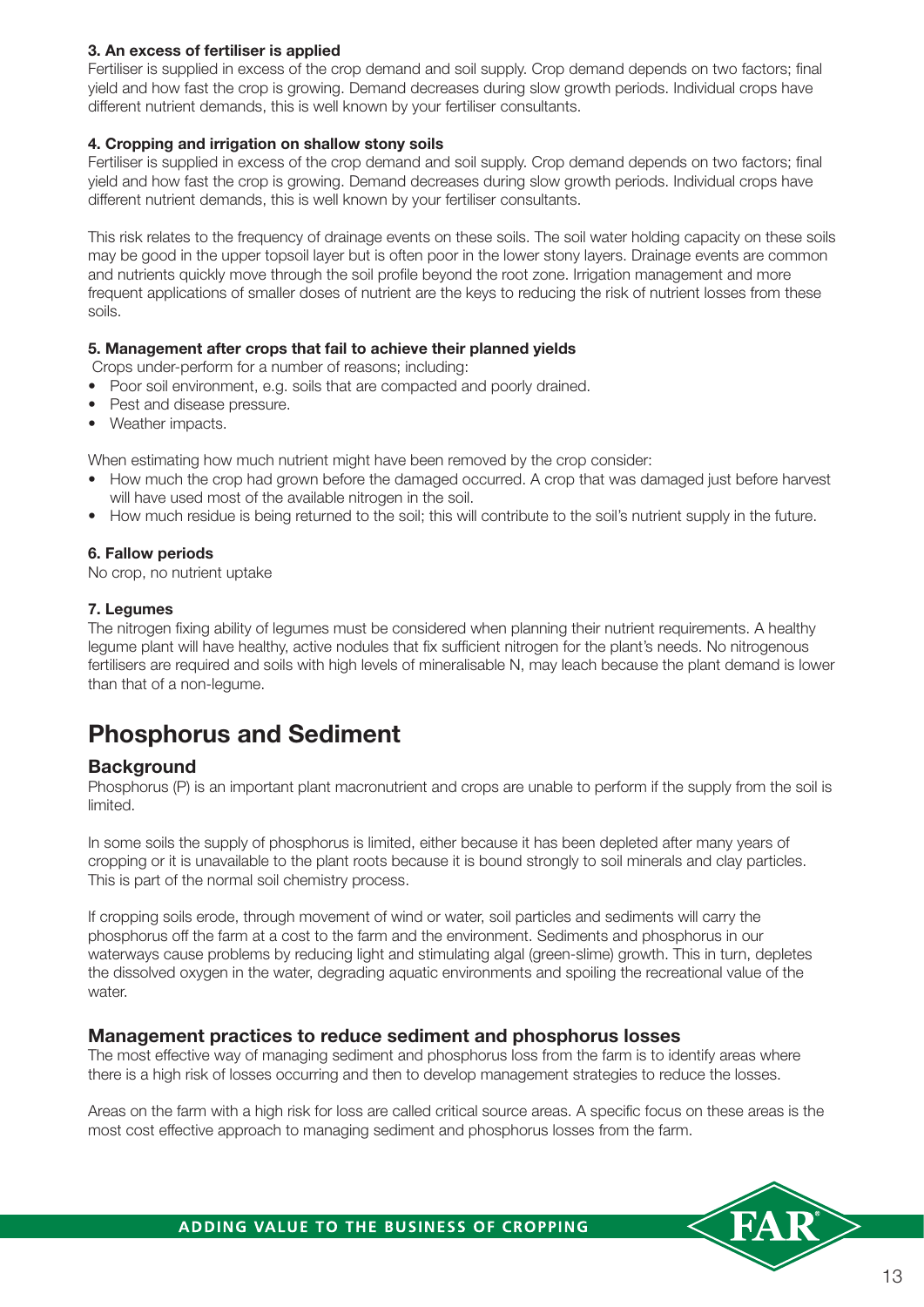**3. An excess of fertiliser is applied**

Fertiliser is supplied in excess of the crop demand and soil supply. Crop demand depends on two factors; final yield and how fast the crop is growing. Demand decreases during slow growth periods. Individual crops have different nutrient demands, this is well known by your fertiliser consultants.

**4. Cropping and irrigation on shallow stony soils**

Fertiliser is supplied in excess of the crop demand and soil supply. Crop demand depends on two factors; final yield and how fast the crop is growing. Demand decreases during slow growth periods. Individual crops have different nutrient demands, this is well known by your fertiliser consultants.

This risk relates to the frequency of drainage events on these soils. The soil water holding capacity on these soils may be good in the upper topsoil layer but is often poor in the lower stony layers. Drainage events are common and nutrients quickly move through the soil profile beyond the root zone. Irrigation management and more frequent applications of smaller doses of nutrient are the keys to reducing the risk of nutrient losses from these soils.

**5. Management after crops that fail to achieve their planned yields**

Crops under-perform for a number of reasons; including:

- Poor soil environment, e.g. soils that are compacted and poorly drained.
- Pest and disease pressure.
- Weather impacts.

When estimating how much nutrient might have been removed by the crop consider:

- How much the crop had grown before the damaged occurred. A crop that was damaged just before harvest will have used most of the available nitrogen in the soil.
- How much residue is being returned to the soil; this will contribute to the soil's nutrient supply in the future.

**6. Fallow periods**

No crop, no nutrient uptake

**7. Legumes**

The nitrogen fixing ability of legumes must be considered when planning their nutrient requirements. A healthy legume plant will have healthy, active nodules that fix sufficient nitrogen for the plant's needs. No nitrogenous fertilisers are required and soils with high levels of mineralisable N, may leach because the plant demand is lower than that of a non-legume.

# Phosphorus and Sediment

## Background

Phosphorus (P) is an important plant macronutrient and crops are unable to perform if the supply from the soil is limited.

In some soils the supply of phosphorus is limited, either because it has been depleted after many years of cropping or it is unavailable to the plant roots because it is bound strongly to soil minerals and clay particles. This is part of the normal soil chemistry process.

If cropping soils erode, through movement of wind or water, soil particles and sediments will carry the phosphorus off the farm at a cost to the farm and the environment. Sediments and phosphorus in our waterways cause problems by reducing light and stimulating algal (green-slime) growth. This in turn, depletes the dissolved oxygen in the water, degrading aquatic environments and spoiling the recreational value of the water.

## Management practices to reduce sediment and phosphorus losses

The most effective way of managing sediment and phosphorus loss from the farm is to identify areas where there is a high risk of losses occurring and then to develop management strategies to reduce the losses.

Areas on the farm with a high risk for loss are called critical source areas. A specific focus on these areas is the most cost effective approach to managing sediment and phosphorus losses from the farm.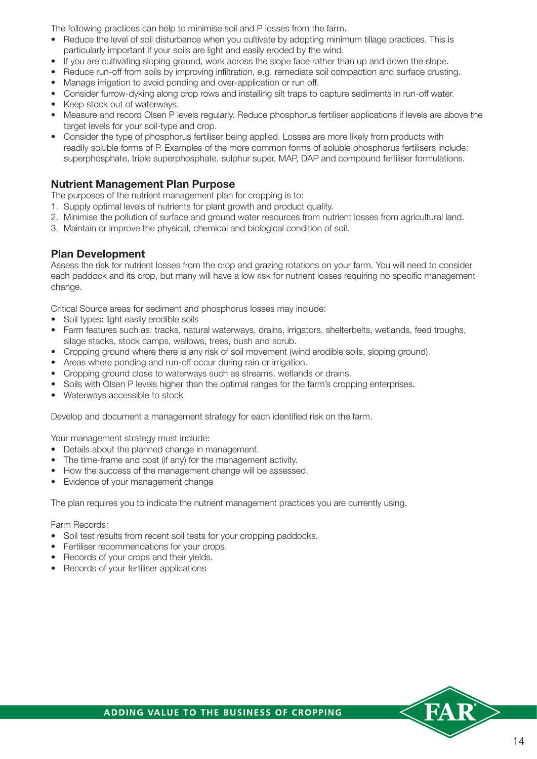The following practices can help to minimise soil and P losses from the farm.

- Reduce the level of soil disturbance when you cultivate by adopting minimum tillage practices. This is particularly important if your soils are light and easily eroded by the wind.
- If you are cultivating sloping ground, work across the slope face rather than up and down the slope.
- Reduce run-off from soils by improving infiltration, e.g. remediate soil compaction and surface crusting.
- Manage irrigation to avoid ponding and over-application or run off.
- Consider furrow-dyking along crop rows and installing silt traps to capture sediments in run-off water.
- Keep stock out of waterways.
- Measure and record Olsen P levels regularly. Reduce phosphorus fertiliser applications if levels are above the target levels for your soil-type and crop.
- Consider the type of phosphorus fertiliser being applied. Losses are more likely from products with readily soluble forms of P. Examples of the more common forms of soluble phosphorus fertilisers include; superphosphate, triple superphosphate, sulphur super, MAP, DAP and compound fertiliser formulations.

## Nutrient Management Plan Purpose

The purposes of the nutrient management plan for cropping is to:

1. Supply optimal levels of nutrients for plant growth and product quality.
2. Minimise the pollution of surface and ground water resources from nutrient losses from agricultural land.
3. Maintain or improve the physical, chemical and biological condition of soil.

## Plan Development

Assess the risk for nutrient losses from the crop and grazing rotations on your farm. You will need to consider each paddock and its crop, but many will have a low risk for nutrient losses requiring no specific management change.

Critical Source areas for sediment and phosphorus losses may include:

- Soil types: light easily erodible soils
- Farm features such as: tracks, natural waterways, drains, irrigators, shelterbelts, wetlands, feed troughs, silage stacks, stock camps, wallows, trees, bush and scrub.
- Cropping ground where there is any risk of soil movement (wind erodible soils, sloping ground).
- Areas where ponding and run-off occur during rain or irrigation.
- Cropping ground close to waterways such as streams, wetlands or drains.
- Soils with Olsen P levels higher than the optimal ranges for the farm's cropping enterprises.
- Waterways accessible to stock

Develop and document a management strategy for each identified risk on the farm.

Your management strategy must include:

- Details about the planned change in management.
- The time-frame and cost (if any) for the management activity.
- How the success of the management change will be assessed.
- Evidence of your management change

The plan requires you to indicate the nutrient management practices you are currently using.

Farm Records:

- Soil test results from recent soil tests for your cropping paddocks.
- Fertiliser recommendations for your crops.
- Records of your crops and their yields.
- Records of your fertiliser applications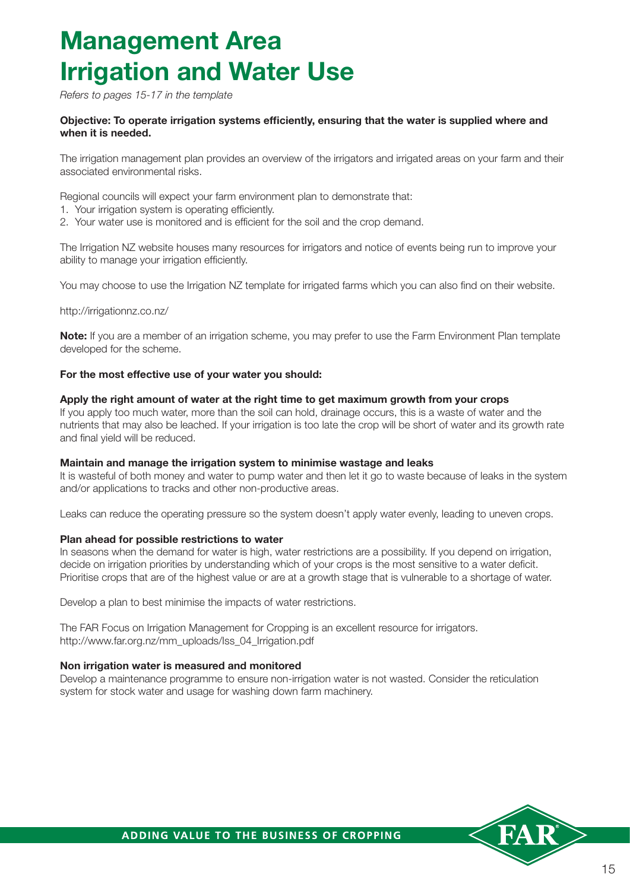# Management Area Irrigation and Water Use

*Refers to pages 15-17 in the template*

**Objective: To operate irrigation systems efficiently, ensuring that the water is supplied where and when it is needed.**

The irrigation management plan provides an overview of the irrigators and irrigated areas on your farm and their associated environmental risks.

Regional councils will expect your farm environment plan to demonstrate that:

1. Your irrigation system is operating efficiently.
2. Your water use is monitored and is efficient for the soil and the crop demand.

The Irrigation NZ website houses many resources for irrigators and notice of events being run to improve your ability to manage your irrigation efficiently.

You may choose to use the Irrigation NZ template for irrigated farms which you can also find on their website.

http://irrigationnz.co.nz/

**Note:** If you are a member of an irrigation scheme, you may prefer to use the Farm Environment Plan template developed for the scheme.

**For the most effective use of your water you should:**

**Apply the right amount of water at the right time to get maximum growth from your crops**
If you apply too much water, more than the soil can hold, drainage occurs, this is a waste of water and the nutrients that may also be leached. If your irrigation is too late the crop will be short of water and its growth rate and final yield will be reduced.

**Maintain and manage the irrigation system to minimise wastage and leaks**
It is wasteful of both money and water to pump water and then let it go to waste because of leaks in the system and/or applications to tracks and other non-productive areas.

Leaks can reduce the operating pressure so the system doesn't apply water evenly, leading to uneven crops.

**Plan ahead for possible restrictions to water**
In seasons when the demand for water is high, water restrictions are a possibility. If you depend on irrigation, decide on irrigation priorities by understanding which of your crops is the most sensitive to a water deficit. Prioritise crops that are of the highest value or are at a growth stage that is vulnerable to a shortage of water.

Develop a plan to best minimise the impacts of water restrictions.

The FAR Focus on Irrigation Management for Cropping is an excellent resource for irrigators.
http://www.far.org.nz/mm_uploads/Iss_04_Irrigation.pdf

**Non irrigation water is measured and monitored**
Develop a maintenance programme to ensure non-irrigation water is not wasted. Consider the reticulation system for stock water and usage for washing down farm machinery.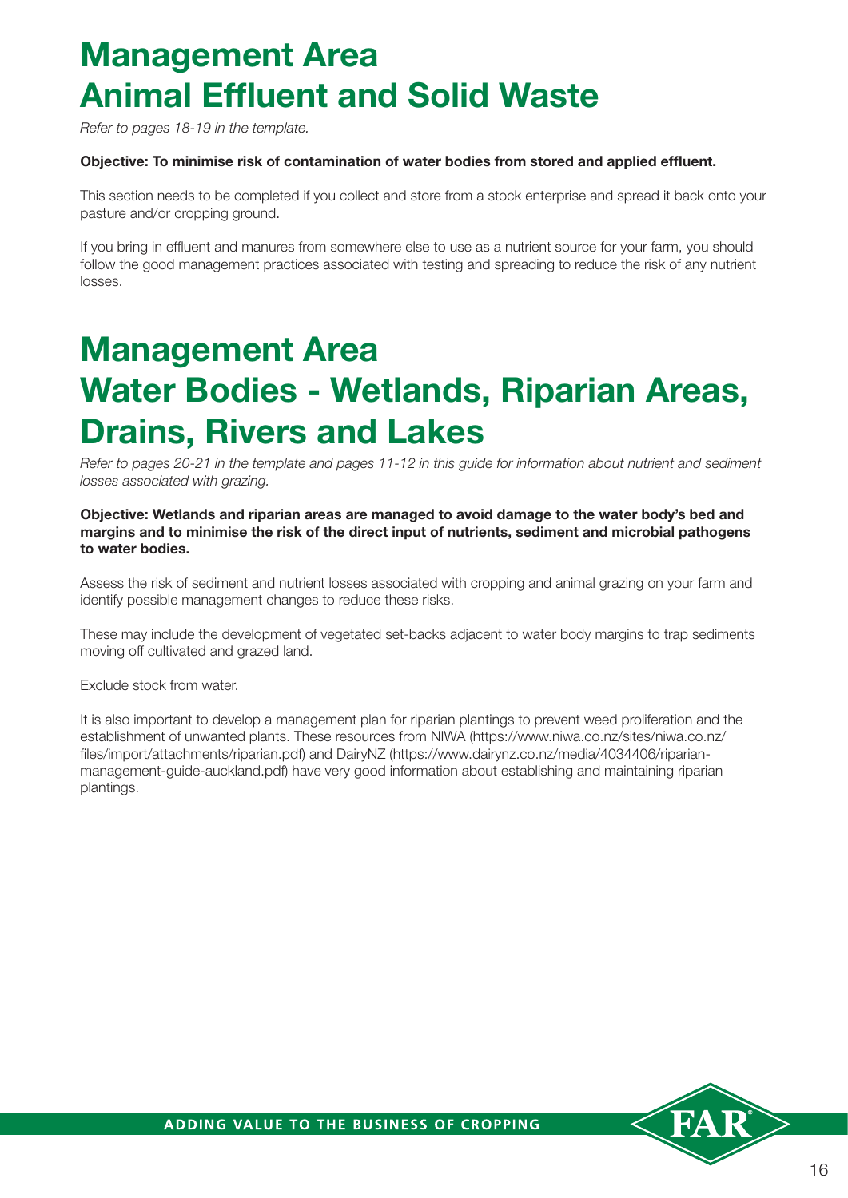# Management Area Animal Effluent and Solid Waste

*Refer to pages 18-19 in the template.*

**Objective: To minimise risk of contamination of water bodies from stored and applied effluent.**

This section needs to be completed if you collect and store from a stock enterprise and spread it back onto your pasture and/or cropping ground.

If you bring in effluent and manures from somewhere else to use as a nutrient source for your farm, you should follow the good management practices associated with testing and spreading to reduce the risk of any nutrient losses.

# Management Area Water Bodies - Wetlands, Riparian Areas, Drains, Rivers and Lakes

*Refer to pages 20-21 in the template and pages 11-12 in this guide for information about nutrient and sediment losses associated with grazing.*

**Objective: Wetlands and riparian areas are managed to avoid damage to the water body's bed and margins and to minimise the risk of the direct input of nutrients, sediment and microbial pathogens to water bodies.**

Assess the risk of sediment and nutrient losses associated with cropping and animal grazing on your farm and identify possible management changes to reduce these risks.

These may include the development of vegetated set-backs adjacent to water body margins to trap sediments moving off cultivated and grazed land.

Exclude stock from water.

It is also important to develop a management plan for riparian plantings to prevent weed proliferation and the establishment of unwanted plants. These resources from NIWA (https://www.niwa.co.nz/sites/niwa.co.nz/files/import/attachments/riparian.pdf) and DairyNZ (https://www.dairynz.co.nz/media/4034406/riparian-management-guide-auckland.pdf) have very good information about establishing and maintaining riparian plantings.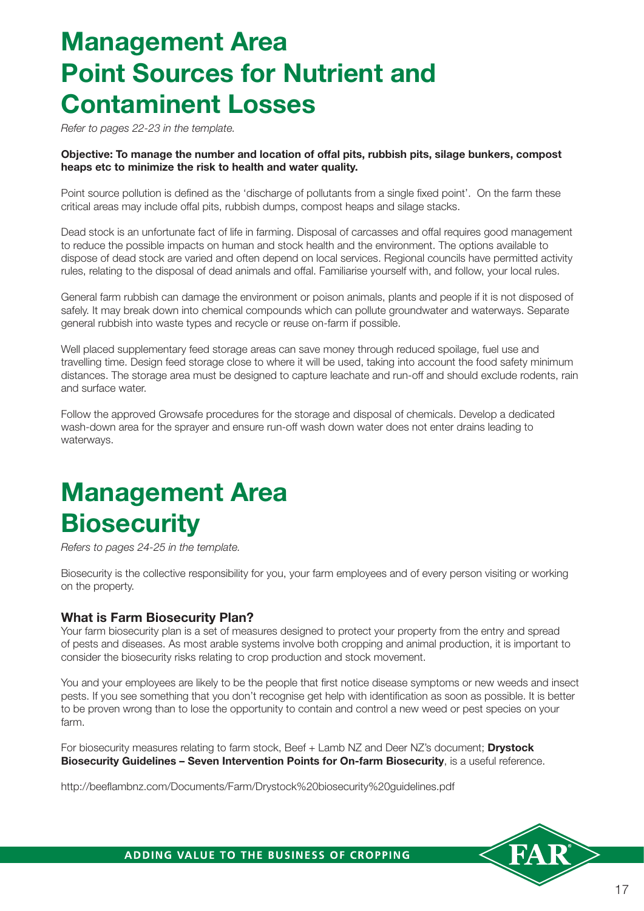# Management Area
# Point Sources for Nutrient and Contaminent Losses

*Refer to pages 22-23 in the template.*

**Objective: To manage the number and location of offal pits, rubbish pits, silage bunkers, compost heaps etc to minimize the risk to health and water quality.**

Point source pollution is defined as the 'discharge of pollutants from a single fixed point'. On the farm these critical areas may include offal pits, rubbish dumps, compost heaps and silage stacks.

Dead stock is an unfortunate fact of life in farming. Disposal of carcasses and offal requires good management to reduce the possible impacts on human and stock health and the environment. The options available to dispose of dead stock are varied and often depend on local services. Regional councils have permitted activity rules, relating to the disposal of dead animals and offal. Familiarise yourself with, and follow, your local rules.

General farm rubbish can damage the environment or poison animals, plants and people if it is not disposed of safely. It may break down into chemical compounds which can pollute groundwater and waterways. Separate general rubbish into waste types and recycle or reuse on-farm if possible.

Well placed supplementary feed storage areas can save money through reduced spoilage, fuel use and travelling time. Design feed storage close to where it will be used, taking into account the food safety minimum distances. The storage area must be designed to capture leachate and run-off and should exclude rodents, rain and surface water.

Follow the approved Growsafe procedures for the storage and disposal of chemicals. Develop a dedicated wash-down area for the sprayer and ensure run-off wash down water does not enter drains leading to waterways.

# Management Area
# Biosecurity

*Refers to pages 24-25 in the template.*

Biosecurity is the collective responsibility for you, your farm employees and of every person visiting or working on the property.

### What is Farm Biosecurity Plan?

Your farm biosecurity plan is a set of measures designed to protect your property from the entry and spread of pests and diseases. As most arable systems involve both cropping and animal production, it is important to consider the biosecurity risks relating to crop production and stock movement.

You and your employees are likely to be the people that first notice disease symptoms or new weeds and insect pests. If you see something that you don't recognise get help with identification as soon as possible. It is better to be proven wrong than to lose the opportunity to contain and control a new weed or pest species on your farm.

For biosecurity measures relating to farm stock, Beef + Lamb NZ and Deer NZ's document; **Drystock Biosecurity Guidelines – Seven Intervention Points for On-farm Biosecurity**, is a useful reference.

http://beeflambnz.com/Documents/Farm/Drystock%20biosecurity%20guidelines.pdf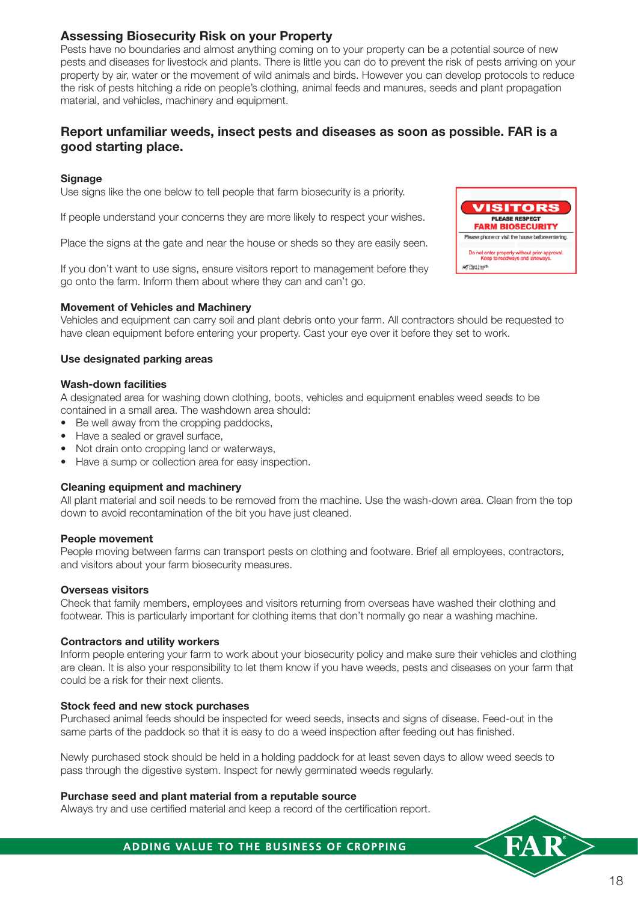## Assessing Biosecurity Risk on your Property

Pests have no boundaries and almost anything coming on to your property can be a potential source of new pests and diseases for livestock and plants. There is little you can do to prevent the risk of pests arriving on your property by air, water or the movement of wild animals and birds. However you can develop protocols to reduce the risk of pests hitching a ride on people's clothing, animal feeds and manures, seeds and plant propagation material, and vehicles, machinery and equipment.

**Report unfamiliar weeds, insect pests and diseases as soon as possible. FAR is a good starting place.**

### Signage

Use signs like the one below to tell people that farm biosecurity is a priority.

If people understand your concerns they are more likely to respect your wishes.

Place the signs at the gate and near the house or sheds so they are easily seen.

If you don't want to use signs, ensure visitors report to management before they go onto the farm. Inform them about where they can and can't go.

VISITORS
PLEASE RESPECT
FARM BIOSECURITY
Please phone or visit the house before entering.
Do not enter property without prior approval.
Keep to roadways and laneways.

### Movement of Vehicles and Machinery

Vehicles and equipment can carry soil and plant debris onto your farm. All contractors should be requested to have clean equipment before entering your property. Cast your eye over it before they set to work.

### Use designated parking areas

### Wash-down facilities

A designated area for washing down clothing, boots, vehicles and equipment enables weed seeds to be contained in a small area. The washdown area should:

- Be well away from the cropping paddocks,
- Have a sealed or gravel surface,
- Not drain onto cropping land or waterways,
- Have a sump or collection area for easy inspection.

### Cleaning equipment and machinery

All plant material and soil needs to be removed from the machine. Use the wash-down area. Clean from the top down to avoid recontamination of the bit you have just cleaned.

### People movement

People moving between farms can transport pests on clothing and footware. Brief all employees, contractors, and visitors about your farm biosecurity measures.

### Overseas visitors

Check that family members, employees and visitors returning from overseas have washed their clothing and footwear. This is particularly important for clothing items that don't normally go near a washing machine.

### Contractors and utility workers

Inform people entering your farm to work about your biosecurity policy and make sure their vehicles and clothing are clean. It is also your responsibility to let them know if you have weeds, pests and diseases on your farm that could be a risk for their next clients.

### Stock feed and new stock purchases

Purchased animal feeds should be inspected for weed seeds, insects and signs of disease. Feed-out in the same parts of the paddock so that it is easy to do a weed inspection after feeding out has finished.

Newly purchased stock should be held in a holding paddock for at least seven days to allow weed seeds to pass through the digestive system. Inspect for newly germinated weeds regularly.

### Purchase seed and plant material from a reputable source

Always try and use certified material and keep a record of the certification report.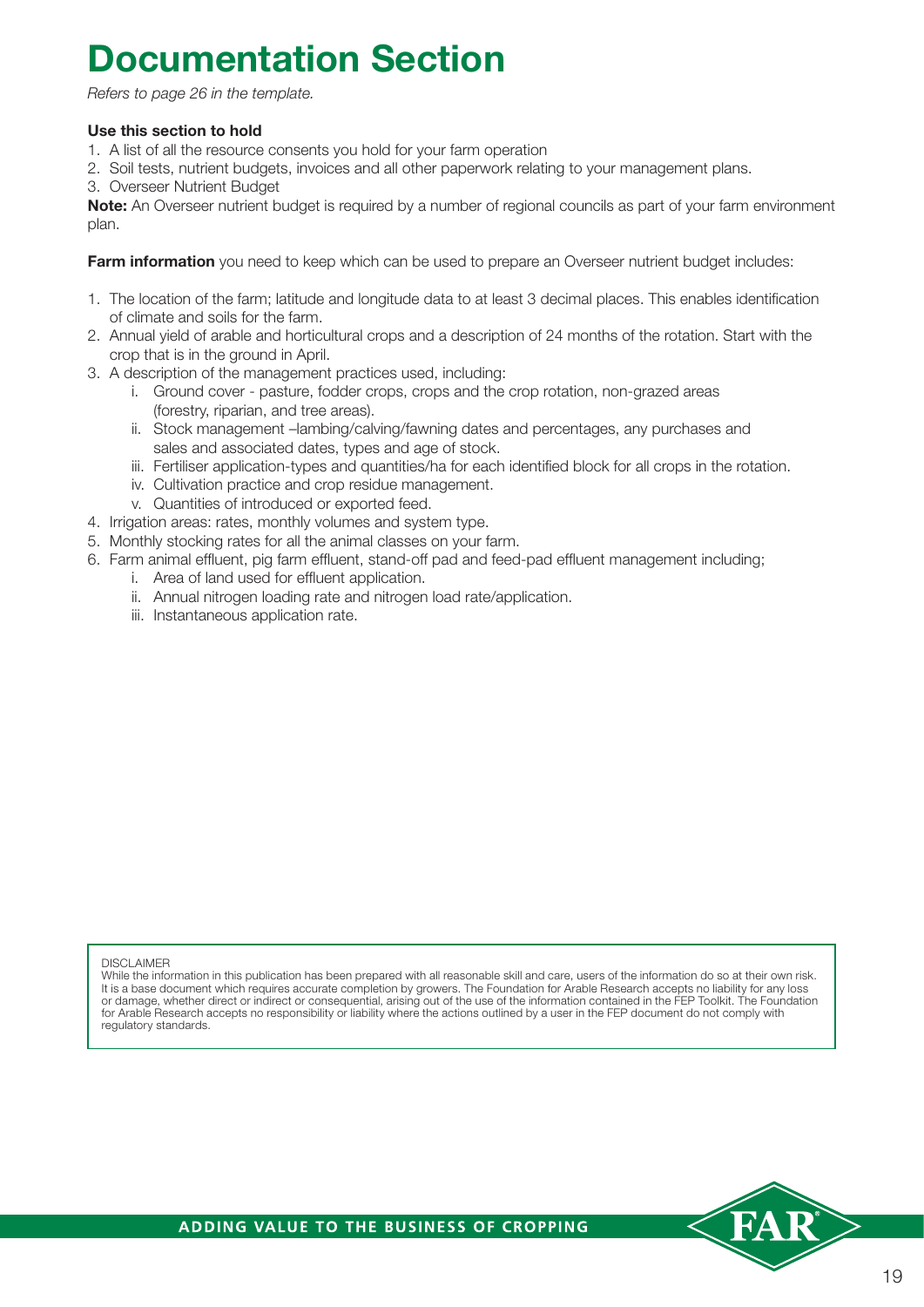# Documentation Section

*Refers to page 26 in the template.*

**Use this section to hold**

1. A list of all the resource consents you hold for your farm operation
2. Soil tests, nutrient budgets, invoices and all other paperwork relating to your management plans.
3. Overseer Nutrient Budget

**Note:** An Overseer nutrient budget is required by a number of regional councils as part of your farm environment plan.

**Farm information** you need to keep which can be used to prepare an Overseer nutrient budget includes:

1. The location of the farm; latitude and longitude data to at least 3 decimal places. This enables identification of climate and soils for the farm.
2. Annual yield of arable and horticultural crops and a description of 24 months of the rotation. Start with the crop that is in the ground in April.
3. A description of the management practices used, including:
   i. Ground cover - pasture, fodder crops, crops and the crop rotation, non-grazed areas (forestry, riparian, and tree areas).
   ii. Stock management –lambing/calving/fawning dates and percentages, any purchases and sales and associated dates, types and age of stock.
   iii. Fertiliser application-types and quantities/ha for each identified block for all crops in the rotation.
   iv. Cultivation practice and crop residue management.
   v. Quantities of introduced or exported feed.
4. Irrigation areas: rates, monthly volumes and system type.
5. Monthly stocking rates for all the animal classes on your farm.
6. Farm animal effluent, pig farm effluent, stand-off pad and feed-pad effluent management including;
   i. Area of land used for effluent application.
   ii. Annual nitrogen loading rate and nitrogen load rate/application.
   iii. Instantaneous application rate.

DISCLAIMER
While the information in this publication has been prepared with all reasonable skill and care, users of the information do so at their own risk. It is a base document which requires accurate completion by growers. The Foundation for Arable Research accepts no liability for any loss or damage, whether direct or indirect or consequential, arising out of the use of the information contained in the FEP Toolkit. The Foundation for Arable Research accepts no responsibility or liability where the actions outlined by a user in the FEP document do not comply with regulatory standards.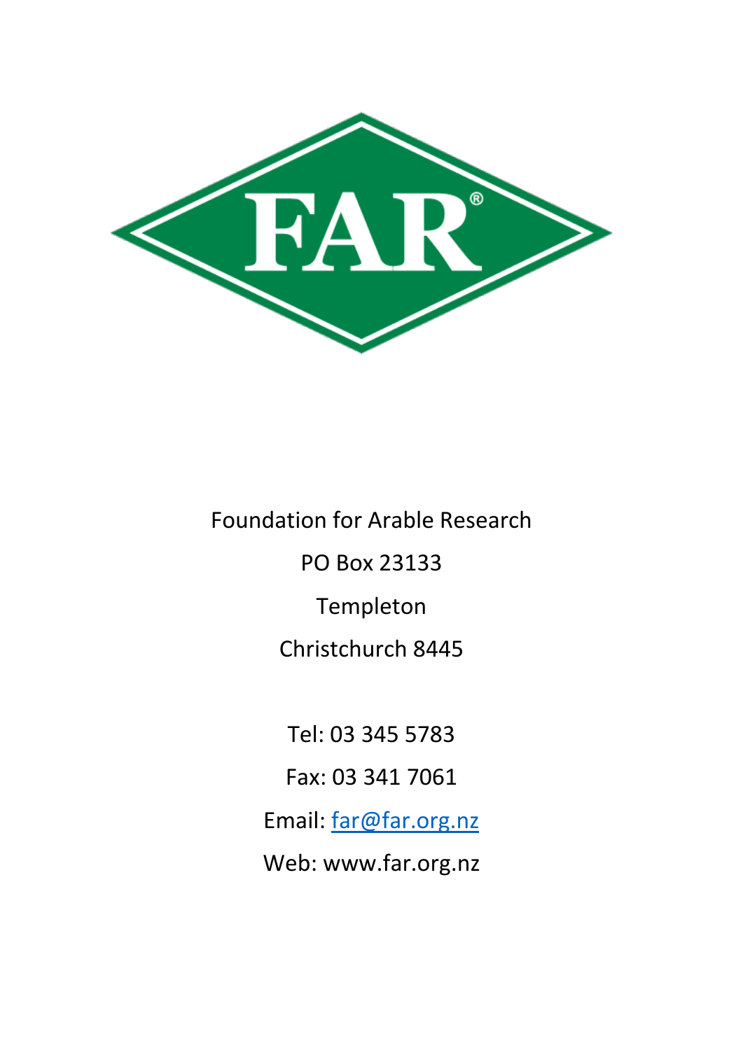FAR®

Foundation for Arable Research

PO Box 23133

Templeton

Christchurch 8445

Tel: 03 345 5783

Fax: 03 341 7061

Email: far@far.org.nz

Web: www.far.org.nz